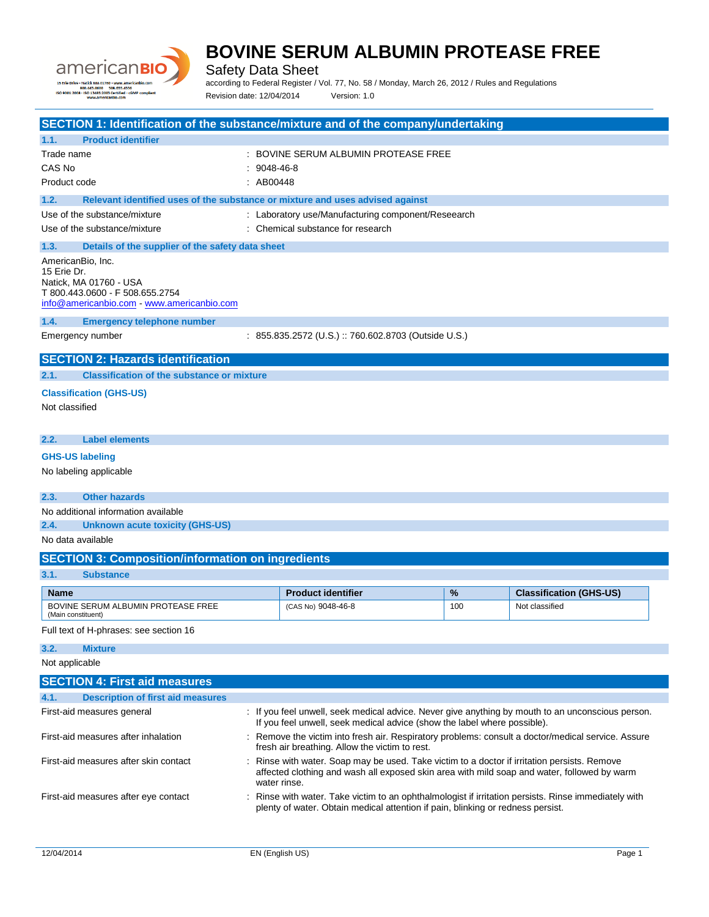# BOVINE SERUM ALBUMIN PROTEASE FREE

Safety Data Sheet

according to Federal Register / Vol. 77, No. 58 / Monday, March 26, 2012 / Rules and Regulations

Revision date: 12/04/2014 Version: 1.0

## SECTION 1: Identification of the substance/mixture and of the company/undertaking

### 1.1. Product identifier

Trade name : BOVINE SERUM ALBUMIN PROTEASE FREE

CAS No : 9048-46-8

Product code : AB00448

### 1.2. Relevant identified uses of the substance or mixture and uses advised against

Use of the substance/mixture : Laboratory use/Manufacturing component/Reseearch

Use of the substance/mixture : Chemical substance for research

### 1.3. Details of the supplier of the safety data sheet

AmericanBio, Inc.
15 Erie Dr.
Natick, MA 01760 - USA
T 800.443.0600 - F 508.655.2754
info@americanbio.com - www.americanbio.com

### 1.4. Emergency telephone number

Emergency number : 855.835.2572 (U.S.) :: 760.602.8703 (Outside U.S.)

## SECTION 2: Hazards identification

### 2.1. Classification of the substance or mixture

**Classification (GHS-US)**

Not classified

### 2.2. Label elements

**GHS-US labeling**

No labeling applicable

### 2.3. Other hazards

No additional information available

### 2.4. Unknown acute toxicity (GHS-US)

No data available

## SECTION 3: Composition/information on ingredients

### 3.1. Substance

| Name | Product identifier | % | Classification (GHS-US) |
|---|---|---|---|
| BOVINE SERUM ALBUMIN PROTEASE FREE (Main constituent) | (CAS No) 9048-46-8 | 100 | Not classified |

Full text of H-phrases: see section 16

### 3.2. Mixture

Not applicable

## SECTION 4: First aid measures

### 4.1. Description of first aid measures

First-aid measures general : If you feel unwell, seek medical advice. Never give anything by mouth to an unconscious person. If you feel unwell, seek medical advice (show the label where possible).

First-aid measures after inhalation : Remove the victim into fresh air. Respiratory problems: consult a doctor/medical service. Assure fresh air breathing. Allow the victim to rest.

First-aid measures after skin contact : Rinse with water. Soap may be used. Take victim to a doctor if irritation persists. Remove affected clothing and wash all exposed skin area with mild soap and water, followed by warm water rinse.

First-aid measures after eye contact : Rinse with water. Take victim to an ophthalmologist if irritation persists. Rinse immediately with plenty of water. Obtain medical attention if pain, blinking or redness persist.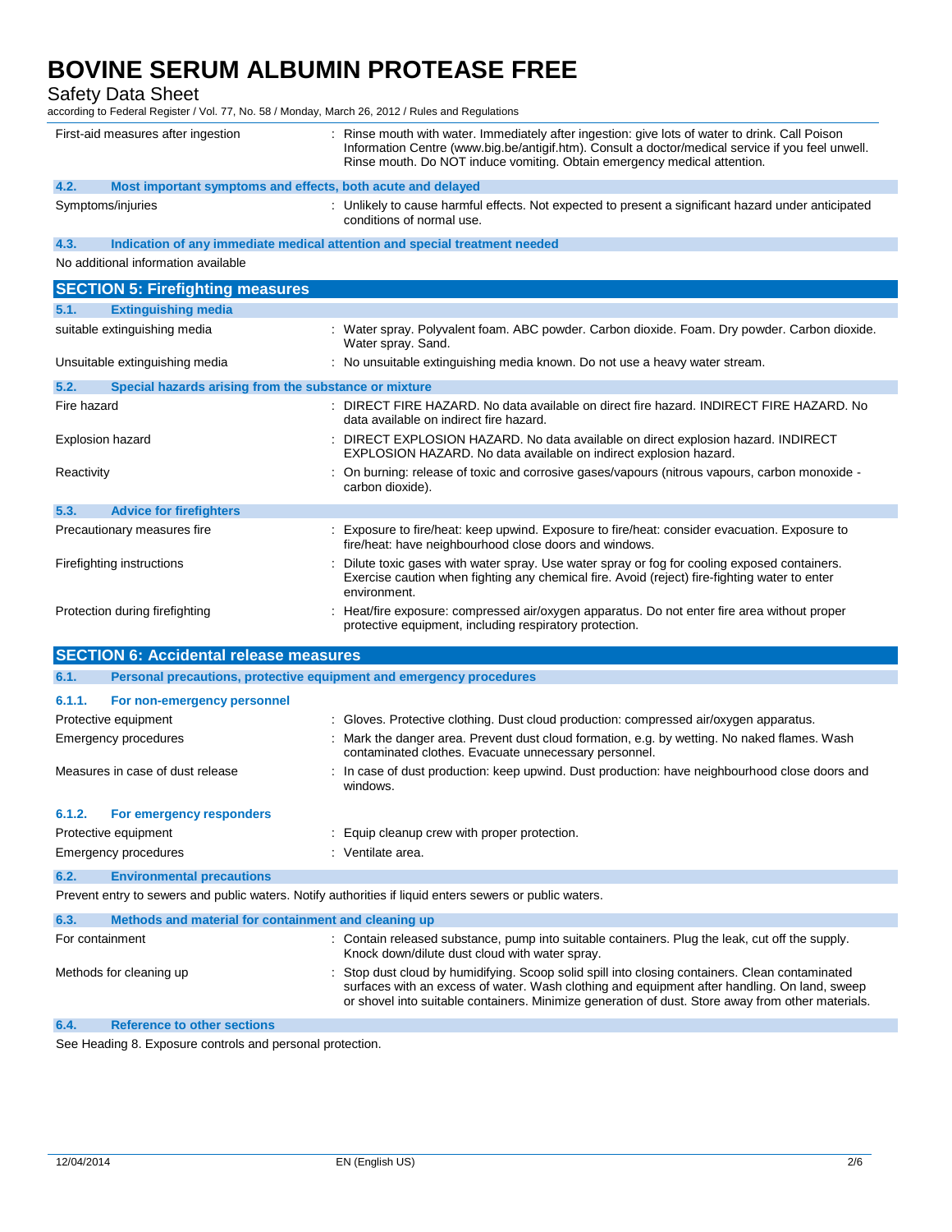| | |
|---|---|
| First-aid measures after ingestion | : Rinse mouth with water. Immediately after ingestion: give lots of water to drink. Call Poison Information Centre (www.big.be/antigif.htm). Consult a doctor/medical service if you feel unwell. Rinse mouth. Do NOT induce vomiting. Obtain emergency medical attention. |

### 4.2. Most important symptoms and effects, both acute and delayed

| | |
|---|---|
| Symptoms/injuries | : Unlikely to cause harmful effects. Not expected to present a significant hazard under anticipated conditions of normal use. |

### 4.3. Indication of any immediate medical attention and special treatment needed

No additional information available

## SECTION 5: Firefighting measures

### 5.1. Extinguishing media

| | |
|---|---|
| suitable extinguishing media | : Water spray. Polyvalent foam. ABC powder. Carbon dioxide. Foam. Dry powder. Carbon dioxide. Water spray. Sand. |
| Unsuitable extinguishing media | : No unsuitable extinguishing media known. Do not use a heavy water stream. |

### 5.2. Special hazards arising from the substance or mixture

| | |
|---|---|
| Fire hazard | : DIRECT FIRE HAZARD. No data available on direct fire hazard. INDIRECT FIRE HAZARD. No data available on indirect fire hazard. |
| Explosion hazard | : DIRECT EXPLOSION HAZARD. No data available on direct explosion hazard. INDIRECT EXPLOSION HAZARD. No data available on indirect explosion hazard. |
| Reactivity | : On burning: release of toxic and corrosive gases/vapours (nitrous vapours, carbon monoxide - carbon dioxide). |

### 5.3. Advice for firefighters

| | |
|---|---|
| Precautionary measures fire | : Exposure to fire/heat: keep upwind. Exposure to fire/heat: consider evacuation. Exposure to fire/heat: have neighbourhood close doors and windows. |
| Firefighting instructions | : Dilute toxic gases with water spray. Use water spray or fog for cooling exposed containers. Exercise caution when fighting any chemical fire. Avoid (reject) fire-fighting water to enter environment. |
| Protection during firefighting | : Heat/fire exposure: compressed air/oxygen apparatus. Do not enter fire area without proper protective equipment, including respiratory protection. |

## SECTION 6: Accidental release measures

### 6.1. Personal precautions, protective equipment and emergency procedures

#### 6.1.1. For non-emergency personnel

| | |
|---|---|
| Protective equipment | : Gloves. Protective clothing. Dust cloud production: compressed air/oxygen apparatus. |
| Emergency procedures | : Mark the danger area. Prevent dust cloud formation, e.g. by wetting. No naked flames. Wash contaminated clothes. Evacuate unnecessary personnel. |
| Measures in case of dust release | : In case of dust production: keep upwind. Dust production: have neighbourhood close doors and windows. |

#### 6.1.2. For emergency responders

| | |
|---|---|
| Protective equipment | : Equip cleanup crew with proper protection. |
| Emergency procedures | : Ventilate area. |

### 6.2. Environmental precautions

Prevent entry to sewers and public waters. Notify authorities if liquid enters sewers or public waters.

### 6.3. Methods and material for containment and cleaning up

| | |
|---|---|
| For containment | : Contain released substance, pump into suitable containers. Plug the leak, cut off the supply. Knock down/dilute dust cloud with water spray. |
| Methods for cleaning up | : Stop dust cloud by humidifying. Scoop solid spill into closing containers. Clean contaminated surfaces with an excess of water. Wash clothing and equipment after handling. On land, sweep or shovel into suitable containers. Minimize generation of dust. Store away from other materials. |

### 6.4. Reference to other sections

See Heading 8. Exposure controls and personal protection.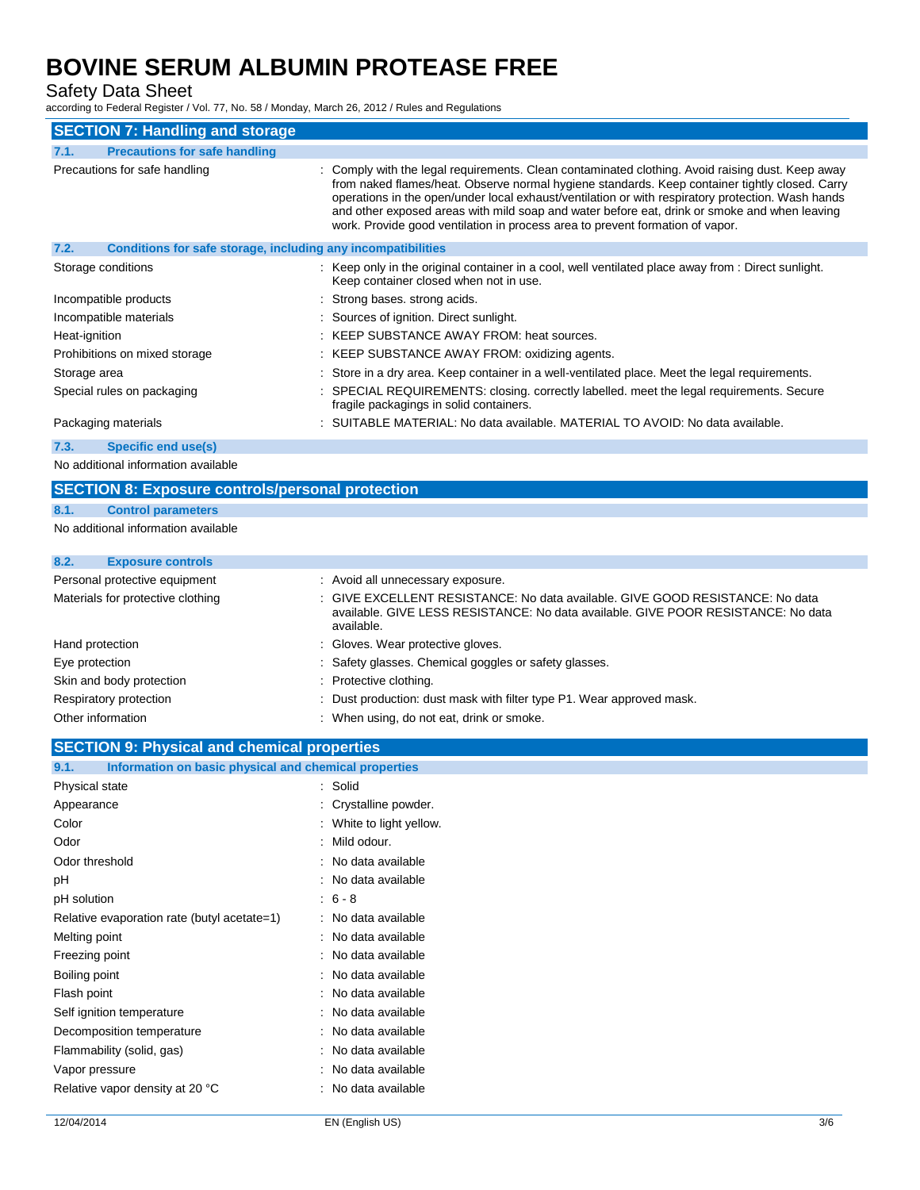## SECTION 7: Handling and storage

### 7.1. Precautions for safe handling

| | |
|---|---|
| Precautions for safe handling | : Comply with the legal requirements. Clean contaminated clothing. Avoid raising dust. Keep away from naked flames/heat. Observe normal hygiene standards. Keep container tightly closed. Carry operations in the open/under local exhaust/ventilation or with respiratory protection. Wash hands and other exposed areas with mild soap and water before eat, drink or smoke and when leaving work. Provide good ventilation in process area to prevent formation of vapor. |

### 7.2. Conditions for safe storage, including any incompatibilities

| | |
|---|---|
| Storage conditions | : Keep only in the original container in a cool, well ventilated place away from : Direct sunlight. Keep container closed when not in use. |
| Incompatible products | : Strong bases. strong acids. |
| Incompatible materials | : Sources of ignition. Direct sunlight. |
| Heat-ignition | : KEEP SUBSTANCE AWAY FROM: heat sources. |
| Prohibitions on mixed storage | : KEEP SUBSTANCE AWAY FROM: oxidizing agents. |
| Storage area | : Store in a dry area. Keep container in a well-ventilated place. Meet the legal requirements. |
| Special rules on packaging | : SPECIAL REQUIREMENTS: closing. correctly labelled. meet the legal requirements. Secure fragile packagings in solid containers. |
| Packaging materials | : SUITABLE MATERIAL: No data available. MATERIAL TO AVOID: No data available. |

### 7.3. Specific end use(s)

No additional information available

## SECTION 8: Exposure controls/personal protection

### 8.1. Control parameters

No additional information available

### 8.2. Exposure controls

| | |
|---|---|
| Personal protective equipment | : Avoid all unnecessary exposure. |
| Materials for protective clothing | : GIVE EXCELLENT RESISTANCE: No data available. GIVE GOOD RESISTANCE: No data available. GIVE LESS RESISTANCE: No data available. GIVE POOR RESISTANCE: No data available. |
| Hand protection | : Gloves. Wear protective gloves. |
| Eye protection | : Safety glasses. Chemical goggles or safety glasses. |
| Skin and body protection | : Protective clothing. |
| Respiratory protection | : Dust production: dust mask with filter type P1. Wear approved mask. |
| Other information | : When using, do not eat, drink or smoke. |

## SECTION 9: Physical and chemical properties

### 9.1. Information on basic physical and chemical properties

| | |
|---|---|
| Physical state | : Solid |
| Appearance | : Crystalline powder. |
| Color | : White to light yellow. |
| Odor | : Mild odour. |
| Odor threshold | : No data available |
| pH | : No data available |
| pH solution | : 6 - 8 |
| Relative evaporation rate (butyl acetate=1) | : No data available |
| Melting point | : No data available |
| Freezing point | : No data available |
| Boiling point | : No data available |
| Flash point | : No data available |
| Self ignition temperature | : No data available |
| Decomposition temperature | : No data available |
| Flammability (solid, gas) | : No data available |
| Vapor pressure | : No data available |
| Relative vapor density at 20 °C | : No data available |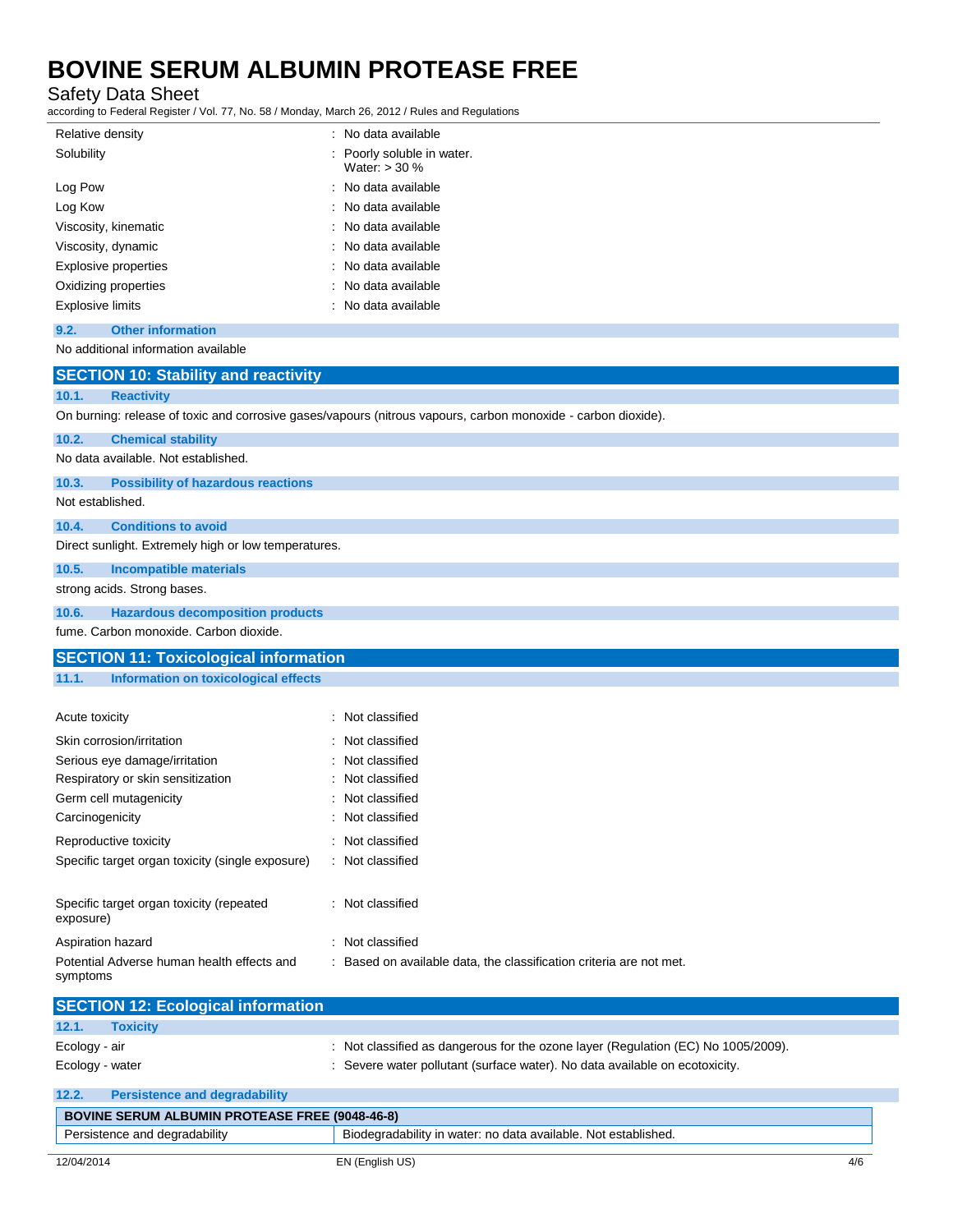| | |
|---|---|
| Relative density | : No data available |
| Solubility | : Poorly soluble in water.<br>Water: > 30 % |
| Log Pow | : No data available |
| Log Kow | : No data available |
| Viscosity, kinematic | : No data available |
| Viscosity, dynamic | : No data available |
| Explosive properties | : No data available |
| Oxidizing properties | : No data available |
| Explosive limits | : No data available |

### 9.2. Other information

No additional information available

## SECTION 10: Stability and reactivity

### 10.1. Reactivity

On burning: release of toxic and corrosive gases/vapours (nitrous vapours, carbon monoxide - carbon dioxide).

### 10.2. Chemical stability

No data available. Not established.

### 10.3. Possibility of hazardous reactions

Not established.

### 10.4. Conditions to avoid

Direct sunlight. Extremely high or low temperatures.

### 10.5. Incompatible materials

strong acids. Strong bases.

### 10.6. Hazardous decomposition products

fume. Carbon monoxide. Carbon dioxide.

## SECTION 11: Toxicological information

### 11.1. Information on toxicological effects

| | |
|---|---|
| Acute toxicity | : Not classified |
| Skin corrosion/irritation | : Not classified |
| Serious eye damage/irritation | : Not classified |
| Respiratory or skin sensitization | : Not classified |
| Germ cell mutagenicity | : Not classified |
| Carcinogenicity | : Not classified |
| Reproductive toxicity | : Not classified |
| Specific target organ toxicity (single exposure) | : Not classified |
| Specific target organ toxicity (repeated exposure) | : Not classified |
| Aspiration hazard | : Not classified |
| Potential Adverse human health effects and symptoms | : Based on available data, the classification criteria are not met. |

## SECTION 12: Ecological information

### 12.1. Toxicity

| | |
|---|---|
| Ecology - air | : Not classified as dangerous for the ozone layer (Regulation (EC) No 1005/2009). |
| Ecology - water | : Severe water pollutant (surface water). No data available on ecotoxicity. |

### 12.2. Persistence and degradability

| **BOVINE SERUM ALBUMIN PROTEASE FREE (9048-46-8)** | |
|---|---|
| Persistence and degradability | Biodegradability in water: no data available. Not established. |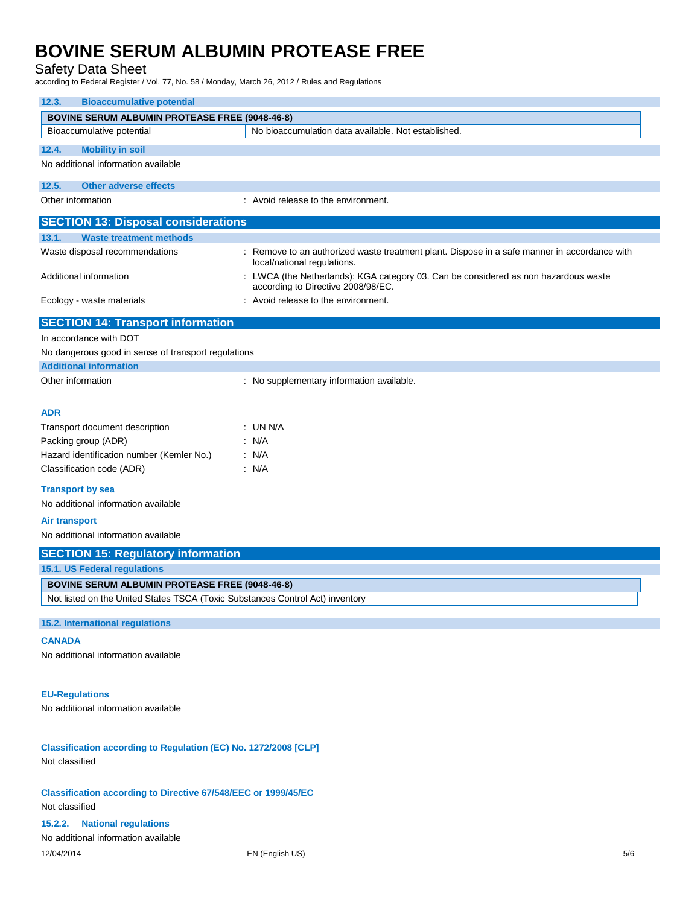### 12.3. Bioaccumulative potential

| BOVINE SERUM ALBUMIN PROTEASE FREE (9048-46-8) | |
| --- | --- |
| Bioaccumulative potential | No bioaccumulation data available. Not established. |

### 12.4. Mobility in soil

No additional information available

### 12.5. Other adverse effects

Other information : Avoid release to the environment.

## SECTION 13: Disposal considerations

### 13.1. Waste treatment methods

Waste disposal recommendations : Remove to an authorized waste treatment plant. Dispose in a safe manner in accordance with local/national regulations.

Additional information : LWCA (the Netherlands): KGA category 03. Can be considered as non hazardous waste according to Directive 2008/98/EC.

Ecology - waste materials : Avoid release to the environment.

## SECTION 14: Transport information

In accordance with DOT

No dangerous good in sense of transport regulations

### Additional information

Other information : No supplementary information available.

**ADR**

Transport document description : UN N/A

Packing group (ADR) : N/A

Hazard identification number (Kemler No.) : N/A

Classification code (ADR) : N/A

**Transport by sea**

No additional information available

**Air transport**

No additional information available

## SECTION 15: Regulatory information

### 15.1. US Federal regulations

| BOVINE SERUM ALBUMIN PROTEASE FREE (9048-46-8) |
| --- |
| Not listed on the United States TSCA (Toxic Substances Control Act) inventory |

### 15.2. International regulations

**CANADA**

No additional information available

**EU-Regulations**

No additional information available

**Classification according to Regulation (EC) No. 1272/2008 [CLP]**

Not classified

**Classification according to Directive 67/548/EEC or 1999/45/EC**

Not classified

### 15.2.2. National regulations

No additional information available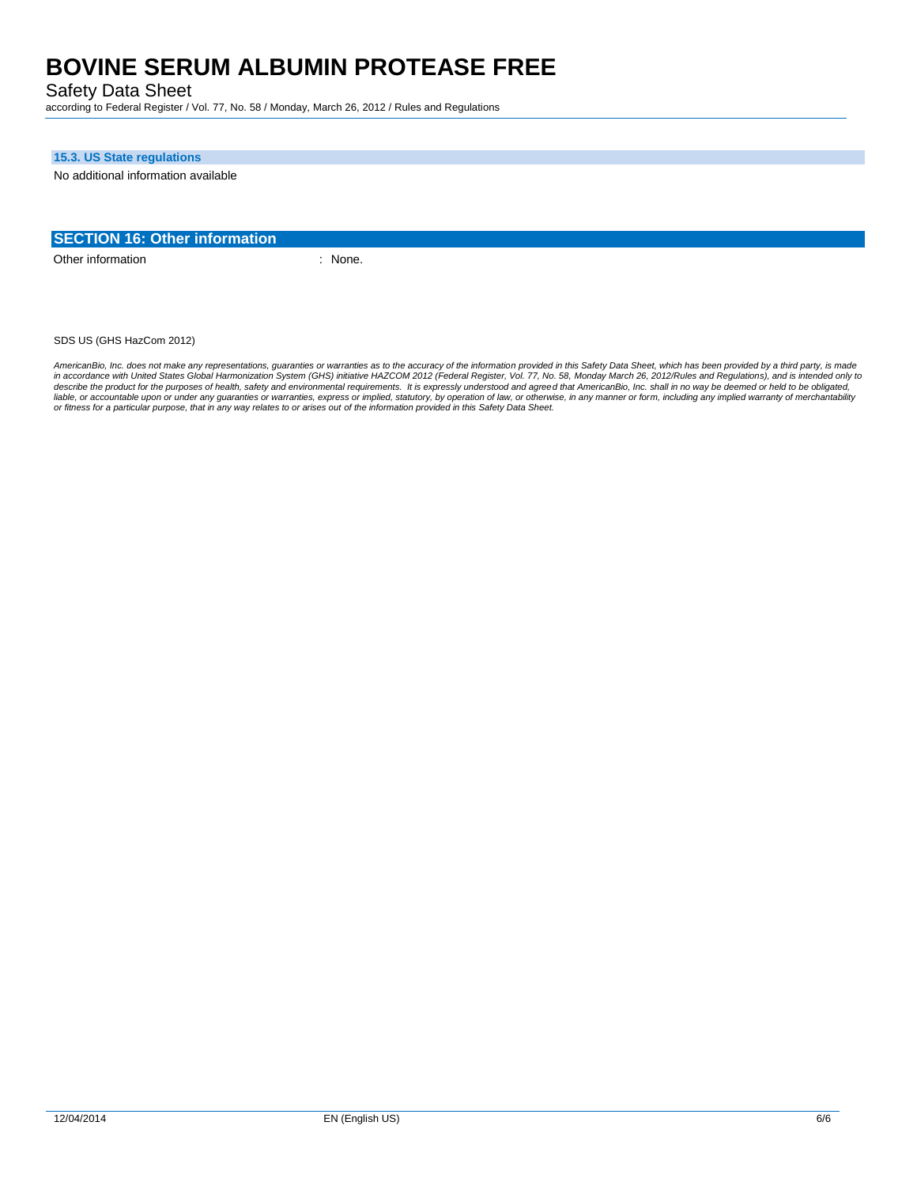### 15.3. US State regulations

No additional information available

## SECTION 16: Other information

Other information : None.

SDS US (GHS HazCom 2012)

*AmericanBio, Inc. does not make any representations, guaranties or warranties as to the accuracy of the information provided in this Safety Data Sheet, which has been provided by a third party, is made in accordance with United States Global Harmonization System (GHS) initiative HAZCOM 2012 (Federal Register, Vol. 77, No. 58, Monday March 26, 2012/Rules and Regulations), and is intended only to describe the product for the purposes of health, safety and environmental requirements. It is expressly understood and agreed that AmericanBio, Inc. shall in no way be deemed or held to be obligated, liable, or accountable upon or under any guaranties or warranties, express or implied, statutory, by operation of law, or otherwise, in any manner or form, including any implied warranty of merchantability or fitness for a particular purpose, that in any way relates to or arises out of the information provided in this Safety Data Sheet.*